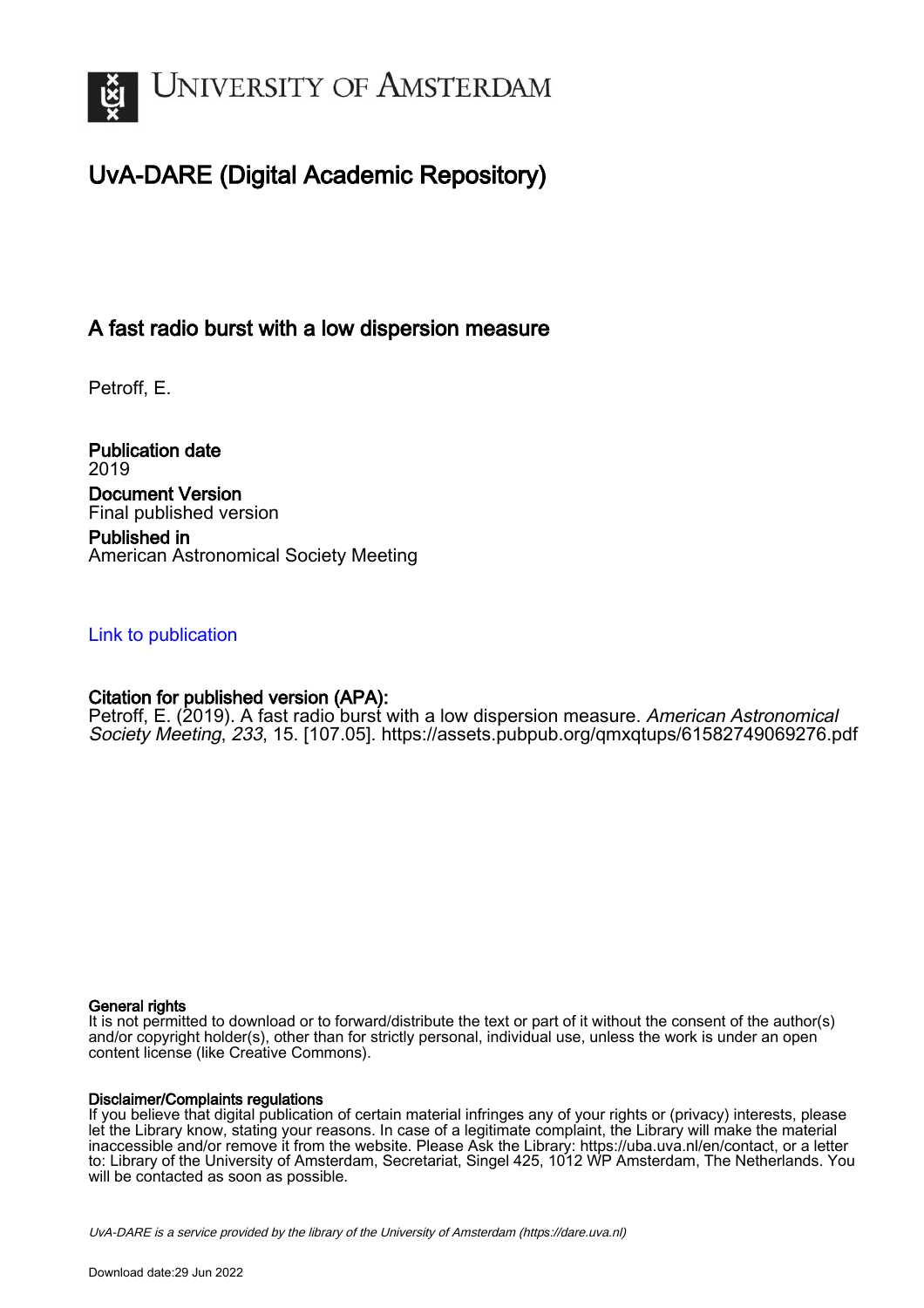# UvA-DARE (Digital Academic Repository)

## A fast radio burst with a low dispersion measure

Petroff, E.

**Publication date**
2019

**Document Version**
Final published version

**Published in**
American Astronomical Society Meeting

Link to publication

**Citation for published version (APA):**
Petroff, E. (2019). A fast radio burst with a low dispersion measure. *American Astronomical Society Meeting*, *233*, 15. [107.05]. https://assets.pubpub.org/qmxqtups/61582749069276.pdf

**General rights**
It is not permitted to download or to forward/distribute the text or part of it without the consent of the author(s) and/or copyright holder(s), other than for strictly personal, individual use, unless the work is under an open content license (like Creative Commons).

**Disclaimer/Complaints regulations**
If you believe that digital publication of certain material infringes any of your rights or (privacy) interests, please let the Library know, stating your reasons. In case of a legitimate complaint, the Library will make the material inaccessible and/or remove it from the website. Please Ask the Library: https://uba.uva.nl/en/contact, or a letter to: Library of the University of Amsterdam, Secretariat, Singel 425, 1012 WP Amsterdam, The Netherlands. You will be contacted as soon as possible.

UvA-DARE is a service provided by the library of the University of Amsterdam (https://dare.uva.nl)

Download date:29 Jun 2022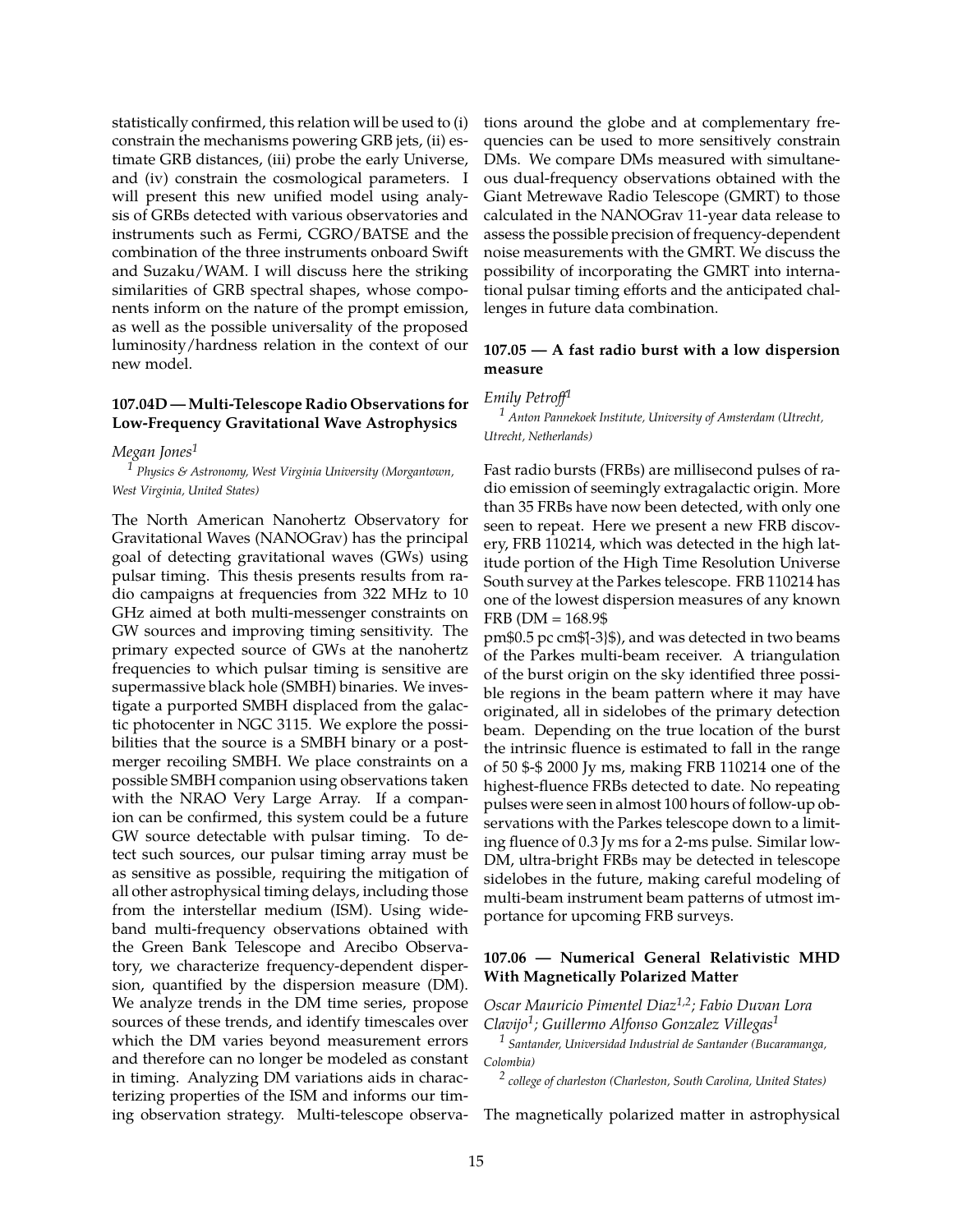statistically confirmed, this relation will be used to (i) constrain the mechanisms powering GRB jets, (ii) estimate GRB distances, (iii) probe the early Universe, and (iv) constrain the cosmological parameters. I will present this new unified model using analysis of GRBs detected with various observatories and instruments such as Fermi, CGRO/BATSE and the combination of the three instruments onboard Swift and Suzaku/WAM. I will discuss here the striking similarities of GRB spectral shapes, whose components inform on the nature of the prompt emission, as well as the possible universality of the proposed luminosity/hardness relation in the context of our new model.

### 107.04D — Multi-Telescope Radio Observations for Low-Frequency Gravitational Wave Astrophysics

*Megan Jones[1]*

[1] *Physics & Astronomy, West Virginia University (Morgantown, West Virginia, United States)*

The North American Nanohertz Observatory for Gravitational Waves (NANOGrav) has the principal goal of detecting gravitational waves (GWs) using pulsar timing. This thesis presents results from radio campaigns at frequencies from 322 MHz to 10 GHz aimed at both multi-messenger constraints on GW sources and improving timing sensitivity. The primary expected source of GWs at the nanohertz frequencies to which pulsar timing is sensitive are supermassive black hole (SMBH) binaries. We investigate a purported SMBH displaced from the galactic photocenter in NGC 3115. We explore the possibilities that the source is a SMBH binary or a post-merger recoiling SMBH. We place constraints on a possible SMBH companion using observations taken with the NRAO Very Large Array. If a companion can be confirmed, this system could be a future GW source detectable with pulsar timing. To detect such sources, our pulsar timing array must be as sensitive as possible, requiring the mitigation of all other astrophysical timing delays, including those from the interstellar medium (ISM). Using wideband multi-frequency observations obtained with the Green Bank Telescope and Arecibo Observatory, we characterize frequency-dependent dispersion, quantified by the dispersion measure (DM). We analyze trends in the DM time series, propose sources of these trends, and identify timescales over which the DM varies beyond measurement errors and therefore can no longer be modeled as constant in timing. Analyzing DM variations aids in characterizing properties of the ISM and informs our timing observation strategy. Multi-telescope observations around the globe and at complementary frequencies can be used to more sensitively constrain DMs. We compare DMs measured with simultaneous dual-frequency observations obtained with the Giant Metrewave Radio Telescope (GMRT) to those calculated in the NANOGrav 11-year data release to assess the possible precision of frequency-dependent noise measurements with the GMRT. We discuss the possibility of incorporating the GMRT into international pulsar timing efforts and the anticipated challenges in future data combination.

### 107.05 — A fast radio burst with a low dispersion measure

*Emily Petroff[1]*

[1] *Anton Pannekoek Institute, University of Amsterdam (Utrecht, Utrecht, Netherlands)*

Fast radio bursts (FRBs) are millisecond pulses of radio emission of seemingly extragalactic origin. More than 35 FRBs have now been detected, with only one seen to repeat. Here we present a new FRB discovery, FRB 110214, which was detected in the high latitude portion of the High Time Resolution Universe South survey at the Parkes telescope. FRB 110214 has one of the lowest dispersion measures of any known FRB (DM = 168.9$
pm$0.5 pc cm$^{-3}$), and was detected in two beams of the Parkes multi-beam receiver. A triangulation of the burst origin on the sky identified three possible regions in the beam pattern where it may have originated, all in sidelobes of the primary detection beam. Depending on the true location of the burst the intrinsic fluence is estimated to fall in the range of 50 $-$ 2000 Jy ms, making FRB 110214 one of the highest-fluence FRBs detected to date. No repeating pulses were seen in almost 100 hours of follow-up observations with the Parkes telescope down to a limiting fluence of 0.3 Jy ms for a 2-ms pulse. Similar low-DM, ultra-bright FRBs may be detected in telescope sidelobes in the future, making careful modeling of multi-beam instrument beam patterns of utmost importance for upcoming FRB surveys.

### 107.06 — Numerical General Relativistic MHD With Magnetically Polarized Matter

*Oscar Mauricio Pimentel Diaz[1,2]; Fabio Duvan Lora Clavijo[1]; Guillermo Alfonso Gonzalez Villegas[1]*

[1] *Santander, Universidad Industrial de Santander (Bucaramanga, Colombia)*

[2] *college of charleston (Charleston, South Carolina, United States)*

The magnetically polarized matter in astrophysical